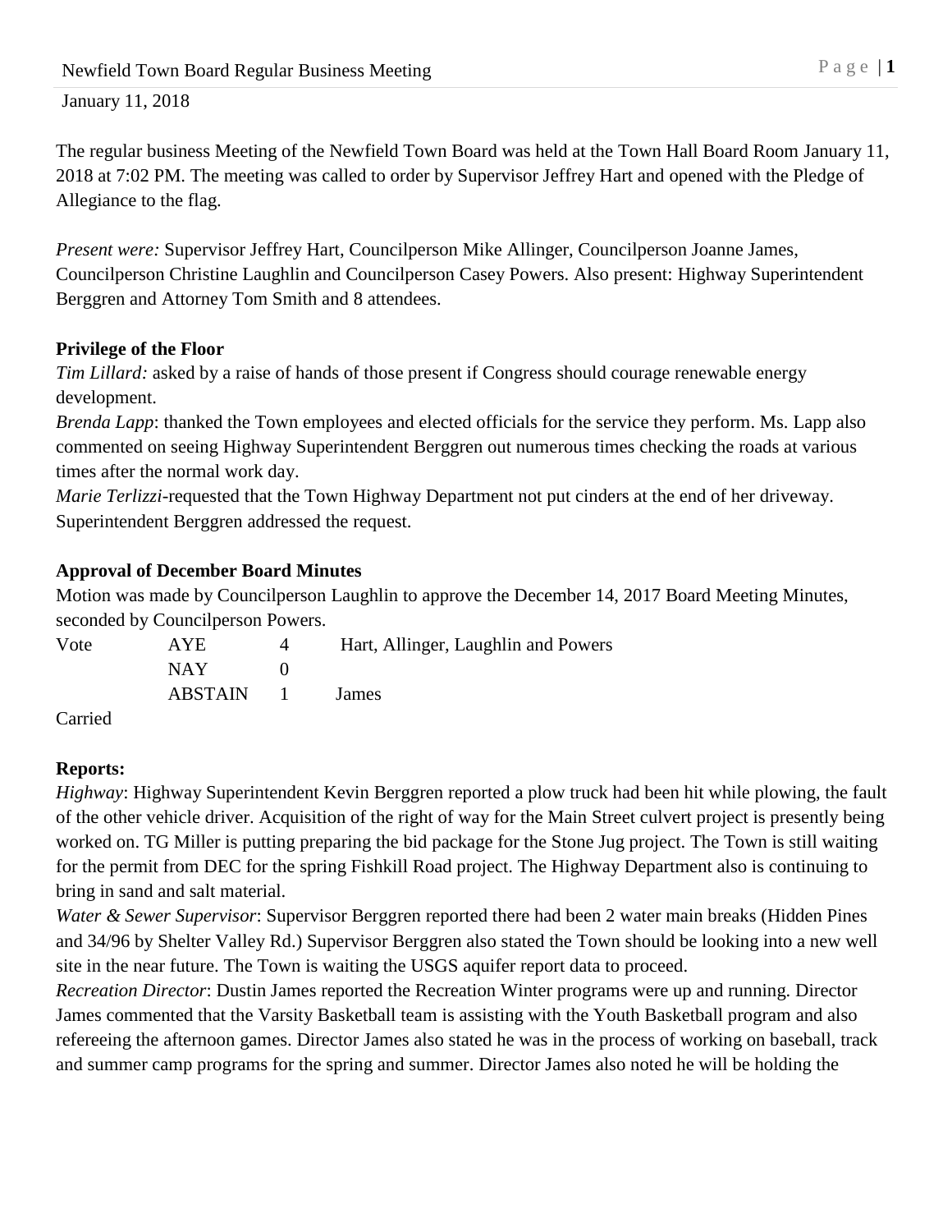January 11, 2018

The regular business Meeting of the Newfield Town Board was held at the Town Hall Board Room January 11, 2018 at 7:02 PM. The meeting was called to order by Supervisor Jeffrey Hart and opened with the Pledge of Allegiance to the flag.

*Present were:* Supervisor Jeffrey Hart, Councilperson Mike Allinger, Councilperson Joanne James, Councilperson Christine Laughlin and Councilperson Casey Powers. Also present: Highway Superintendent Berggren and Attorney Tom Smith and 8 attendees.

**Privilege of the Floor**

*Tim Lillard:* asked by a raise of hands of those present if Congress should courage renewable energy development.

*Brenda Lapp*: thanked the Town employees and elected officials for the service they perform. Ms. Lapp also commented on seeing Highway Superintendent Berggren out numerous times checking the roads at various times after the normal work day.

*Marie Terlizzi*-requested that the Town Highway Department not put cinders at the end of her driveway. Superintendent Berggren addressed the request.

**Approval of December Board Minutes**

Motion was made by Councilperson Laughlin to approve the December 14, 2017 Board Meeting Minutes, seconded by Councilperson Powers.

| Vote | AYE | 4 | Hart, Allinger, Laughlin and Powers |
|---|---|---|---|
| | NAY | 0 | |
| | ABSTAIN | 1 | James |

Carried

**Reports:**

*Highway*: Highway Superintendent Kevin Berggren reported a plow truck had been hit while plowing, the fault of the other vehicle driver. Acquisition of the right of way for the Main Street culvert project is presently being worked on. TG Miller is putting preparing the bid package for the Stone Jug project. The Town is still waiting for the permit from DEC for the spring Fishkill Road project. The Highway Department also is continuing to bring in sand and salt material.

*Water & Sewer Supervisor*: Supervisor Berggren reported there had been 2 water main breaks (Hidden Pines and 34/96 by Shelter Valley Rd.) Supervisor Berggren also stated the Town should be looking into a new well site in the near future. The Town is waiting the USGS aquifer report data to proceed.

*Recreation Director*: Dustin James reported the Recreation Winter programs were up and running. Director James commented that the Varsity Basketball team is assisting with the Youth Basketball program and also refereeing the afternoon games. Director James also stated he was in the process of working on baseball, track and summer camp programs for the spring and summer. Director James also noted he will be holding the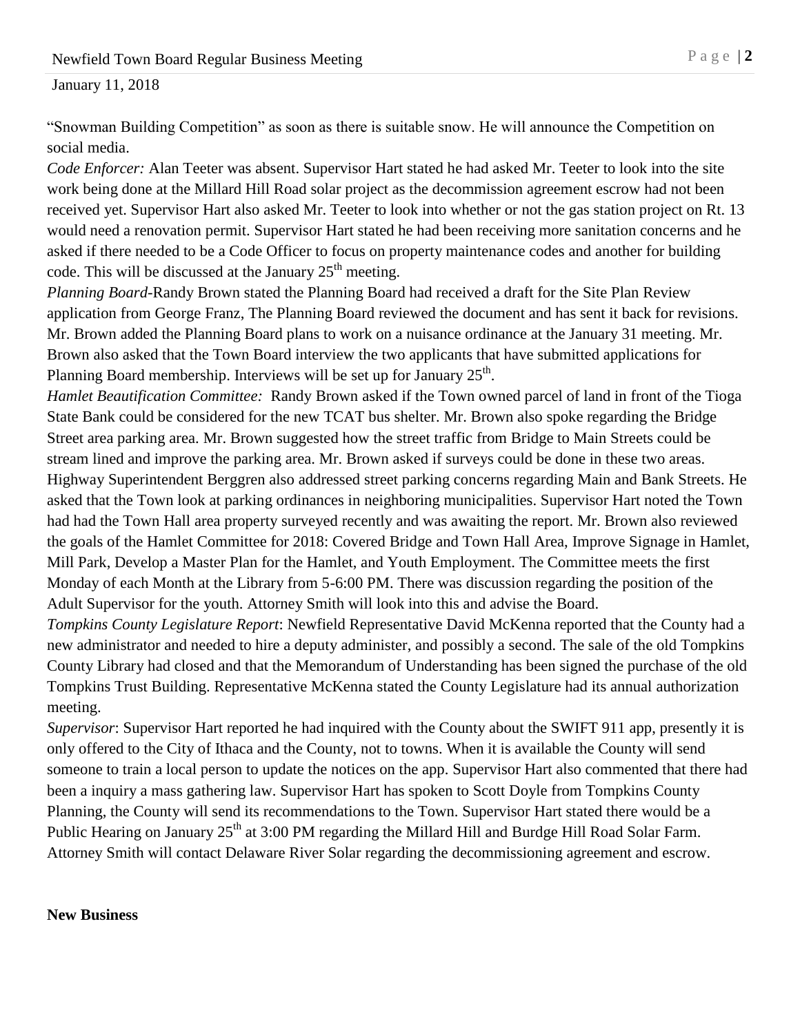"Snowman Building Competition" as soon as there is suitable snow. He will announce the Competition on social media.

*Code Enforcer:* Alan Teeter was absent. Supervisor Hart stated he had asked Mr. Teeter to look into the site work being done at the Millard Hill Road solar project as the decommission agreement escrow had not been received yet. Supervisor Hart also asked Mr. Teeter to look into whether or not the gas station project on Rt. 13 would need a renovation permit. Supervisor Hart stated he had been receiving more sanitation concerns and he asked if there needed to be a Code Officer to focus on property maintenance codes and another for building code. This will be discussed at the January 25th meeting.

*Planning Board*-Randy Brown stated the Planning Board had received a draft for the Site Plan Review application from George Franz, The Planning Board reviewed the document and has sent it back for revisions. Mr. Brown added the Planning Board plans to work on a nuisance ordinance at the January 31 meeting. Mr. Brown also asked that the Town Board interview the two applicants that have submitted applications for Planning Board membership. Interviews will be set up for January 25th.

*Hamlet Beautification Committee:* Randy Brown asked if the Town owned parcel of land in front of the Tioga State Bank could be considered for the new TCAT bus shelter. Mr. Brown also spoke regarding the Bridge Street area parking area. Mr. Brown suggested how the street traffic from Bridge to Main Streets could be stream lined and improve the parking area. Mr. Brown asked if surveys could be done in these two areas. Highway Superintendent Berggren also addressed street parking concerns regarding Main and Bank Streets. He asked that the Town look at parking ordinances in neighboring municipalities. Supervisor Hart noted the Town had had the Town Hall area property surveyed recently and was awaiting the report. Mr. Brown also reviewed the goals of the Hamlet Committee for 2018: Covered Bridge and Town Hall Area, Improve Signage in Hamlet, Mill Park, Develop a Master Plan for the Hamlet, and Youth Employment. The Committee meets the first Monday of each Month at the Library from 5-6:00 PM. There was discussion regarding the position of the Adult Supervisor for the youth. Attorney Smith will look into this and advise the Board.

*Tompkins County Legislature Report*: Newfield Representative David McKenna reported that the County had a new administrator and needed to hire a deputy administer, and possibly a second. The sale of the old Tompkins County Library had closed and that the Memorandum of Understanding has been signed the purchase of the old Tompkins Trust Building. Representative McKenna stated the County Legislature had its annual authorization meeting.

*Supervisor*: Supervisor Hart reported he had inquired with the County about the SWIFT 911 app, presently it is only offered to the City of Ithaca and the County, not to towns. When it is available the County will send someone to train a local person to update the notices on the app. Supervisor Hart also commented that there had been a inquiry a mass gathering law. Supervisor Hart has spoken to Scott Doyle from Tompkins County Planning, the County will send its recommendations to the Town. Supervisor Hart stated there would be a Public Hearing on January 25th at 3:00 PM regarding the Millard Hill and Burdge Hill Road Solar Farm. Attorney Smith will contact Delaware River Solar regarding the decommissioning agreement and escrow.

**New Business**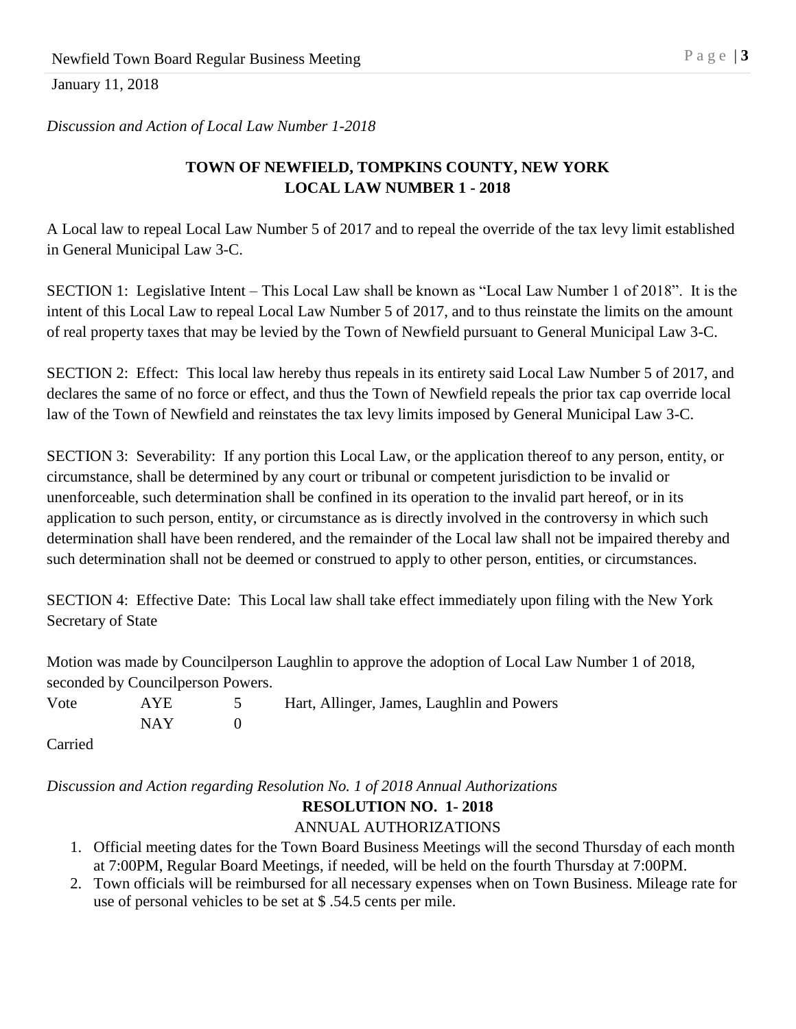*Discussion and Action of Local Law Number 1-2018*

**TOWN OF NEWFIELD, TOMPKINS COUNTY, NEW YORK**
**LOCAL LAW NUMBER 1 - 2018**

A Local law to repeal Local Law Number 5 of 2017 and to repeal the override of the tax levy limit established in General Municipal Law 3-C.

SECTION 1: Legislative Intent – This Local Law shall be known as "Local Law Number 1 of 2018". It is the intent of this Local Law to repeal Local Law Number 5 of 2017, and to thus reinstate the limits on the amount of real property taxes that may be levied by the Town of Newfield pursuant to General Municipal Law 3-C.

SECTION 2: Effect: This local law hereby thus repeals in its entirety said Local Law Number 5 of 2017, and declares the same of no force or effect, and thus the Town of Newfield repeals the prior tax cap override local law of the Town of Newfield and reinstates the tax levy limits imposed by General Municipal Law 3-C.

SECTION 3: Severability: If any portion this Local Law, or the application thereof to any person, entity, or circumstance, shall be determined by any court or tribunal or competent jurisdiction to be invalid or unenforceable, such determination shall be confined in its operation to the invalid part hereof, or in its application to such person, entity, or circumstance as is directly involved in the controversy in which such determination shall have been rendered, and the remainder of the Local law shall not be impaired thereby and such determination shall not be deemed or construed to apply to other person, entities, or circumstances.

SECTION 4: Effective Date: This Local law shall take effect immediately upon filing with the New York Secretary of State

Motion was made by Councilperson Laughlin to approve the adoption of Local Law Number 1 of 2018, seconded by Councilperson Powers.

| Vote | AYE | 5 | Hart, Allinger, James, Laughlin and Powers |
|---|---|---|---|
| | NAY | 0 | |

Carried

*Discussion and Action regarding Resolution No. 1 of 2018 Annual Authorizations*

**RESOLUTION NO. 1- 2018**

ANNUAL AUTHORIZATIONS

1. Official meeting dates for the Town Board Business Meetings will the second Thursday of each month at 7:00PM, Regular Board Meetings, if needed, will be held on the fourth Thursday at 7:00PM.
2. Town officials will be reimbursed for all necessary expenses when on Town Business. Mileage rate for use of personal vehicles to be set at $ .54.5 cents per mile.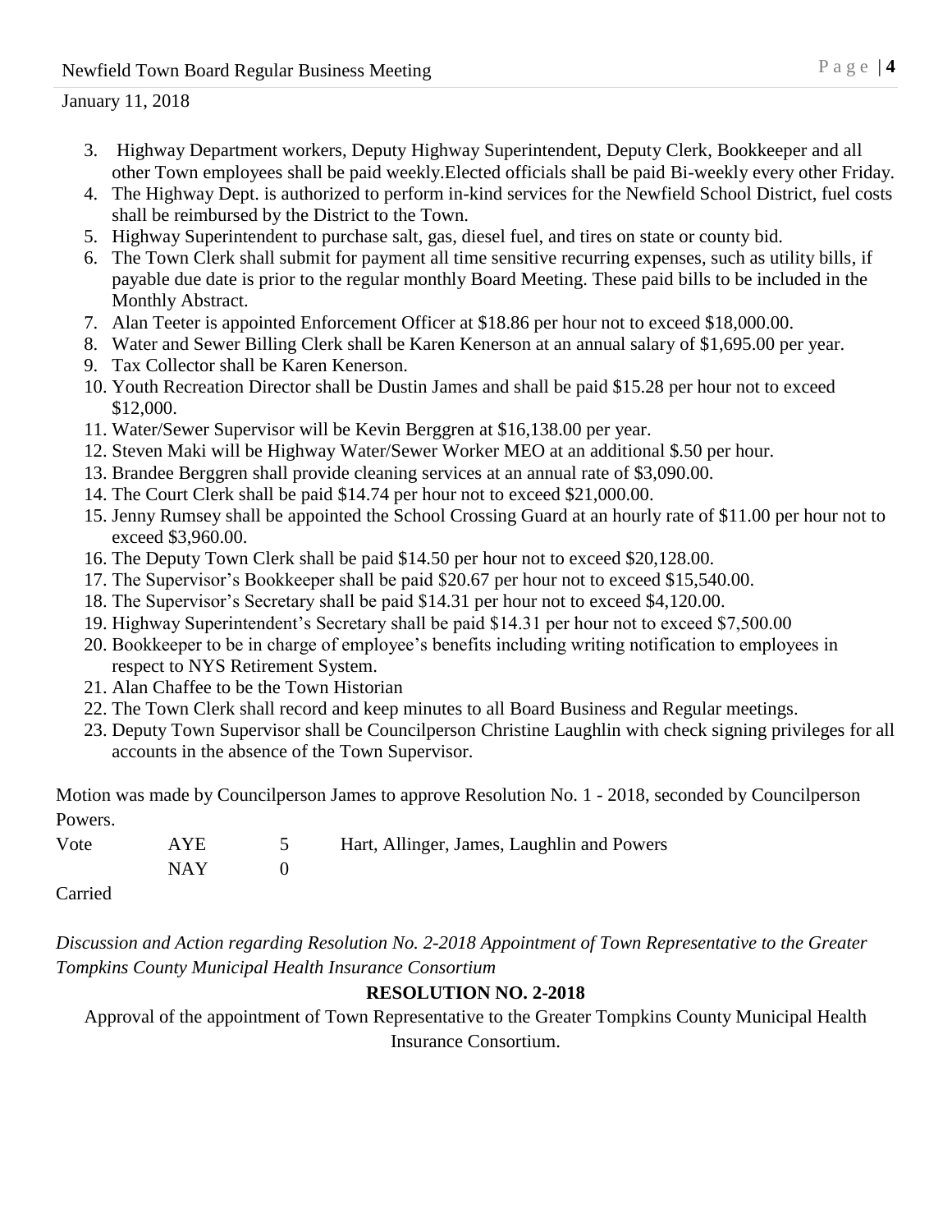January 11, 2018

3. Highway Department workers, Deputy Highway Superintendent, Deputy Clerk, Bookkeeper and all other Town employees shall be paid weekly.Elected officials shall be paid Bi-weekly every other Friday.
4. The Highway Dept. is authorized to perform in-kind services for the Newfield School District, fuel costs shall be reimbursed by the District to the Town.
5. Highway Superintendent to purchase salt, gas, diesel fuel, and tires on state or county bid.
6. The Town Clerk shall submit for payment all time sensitive recurring expenses, such as utility bills, if payable due date is prior to the regular monthly Board Meeting. These paid bills to be included in the Monthly Abstract.
7. Alan Teeter is appointed Enforcement Officer at $18.86 per hour not to exceed $18,000.00.
8. Water and Sewer Billing Clerk shall be Karen Kenerson at an annual salary of $1,695.00 per year.
9. Tax Collector shall be Karen Kenerson.
10. Youth Recreation Director shall be Dustin James and shall be paid $15.28 per hour not to exceed $12,000.
11. Water/Sewer Supervisor will be Kevin Berggren at $16,138.00 per year.
12. Steven Maki will be Highway Water/Sewer Worker MEO at an additional $.50 per hour.
13. Brandee Berggren shall provide cleaning services at an annual rate of $3,090.00.
14. The Court Clerk shall be paid $14.74 per hour not to exceed $21,000.00.
15. Jenny Rumsey shall be appointed the School Crossing Guard at an hourly rate of $11.00 per hour not to exceed $3,960.00.
16. The Deputy Town Clerk shall be paid $14.50 per hour not to exceed $20,128.00.
17. The Supervisor's Bookkeeper shall be paid $20.67 per hour not to exceed $15,540.00.
18. The Supervisor's Secretary shall be paid $14.31 per hour not to exceed $4,120.00.
19. Highway Superintendent's Secretary shall be paid $14.31 per hour not to exceed $7,500.00
20. Bookkeeper to be in charge of employee's benefits including writing notification to employees in respect to NYS Retirement System.
21. Alan Chaffee to be the Town Historian
22. The Town Clerk shall record and keep minutes to all Board Business and Regular meetings.
23. Deputy Town Supervisor shall be Councilperson Christine Laughlin with check signing privileges for all accounts in the absence of the Town Supervisor.

Motion was made by Councilperson James to approve Resolution No. 1 - 2018, seconded by Councilperson Powers.

| Vote | AYE | 5 | Hart, Allinger, James, Laughlin and Powers |
|---|---|---|---|
| | NAY | 0 | |

Carried

*Discussion and Action regarding Resolution No. 2-2018 Appointment of Town Representative to the Greater Tompkins County Municipal Health Insurance Consortium*

**RESOLUTION NO. 2-2018**

Approval of the appointment of Town Representative to the Greater Tompkins County Municipal Health Insurance Consortium.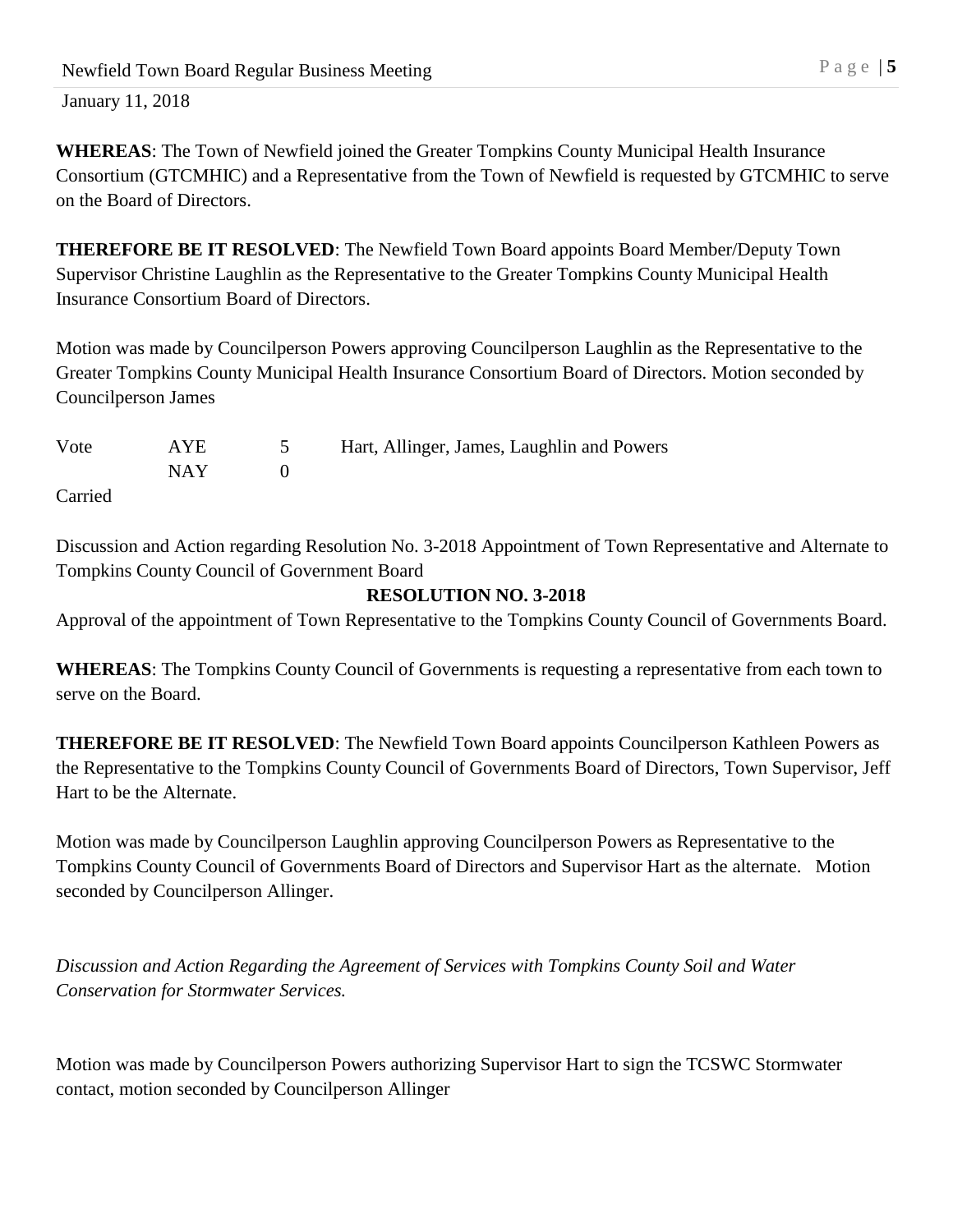January 11, 2018

**WHEREAS**: The Town of Newfield joined the Greater Tompkins County Municipal Health Insurance Consortium (GTCMHIC) and a Representative from the Town of Newfield is requested by GTCMHIC to serve on the Board of Directors.

**THEREFORE BE IT RESOLVED**: The Newfield Town Board appoints Board Member/Deputy Town Supervisor Christine Laughlin as the Representative to the Greater Tompkins County Municipal Health Insurance Consortium Board of Directors.

Motion was made by Councilperson Powers approving Councilperson Laughlin as the Representative to the Greater Tompkins County Municipal Health Insurance Consortium Board of Directors. Motion seconded by Councilperson James

| Vote | AYE | 5 | Hart, Allinger, James, Laughlin and Powers |
|---|---|---|---|
| | NAY | 0 | |

Carried

Discussion and Action regarding Resolution No. 3-2018 Appointment of Town Representative and Alternate to Tompkins County Council of Government Board

**RESOLUTION NO. 3-2018**

Approval of the appointment of Town Representative to the Tompkins County Council of Governments Board.

**WHEREAS**: The Tompkins County Council of Governments is requesting a representative from each town to serve on the Board.

**THEREFORE BE IT RESOLVED**: The Newfield Town Board appoints Councilperson Kathleen Powers as the Representative to the Tompkins County Council of Governments Board of Directors, Town Supervisor, Jeff Hart to be the Alternate.

Motion was made by Councilperson Laughlin approving Councilperson Powers as Representative to the Tompkins County Council of Governments Board of Directors and Supervisor Hart as the alternate. Motion seconded by Councilperson Allinger.

*Discussion and Action Regarding the Agreement of Services with Tompkins County Soil and Water Conservation for Stormwater Services.*

Motion was made by Councilperson Powers authorizing Supervisor Hart to sign the TCSWC Stormwater contact, motion seconded by Councilperson Allinger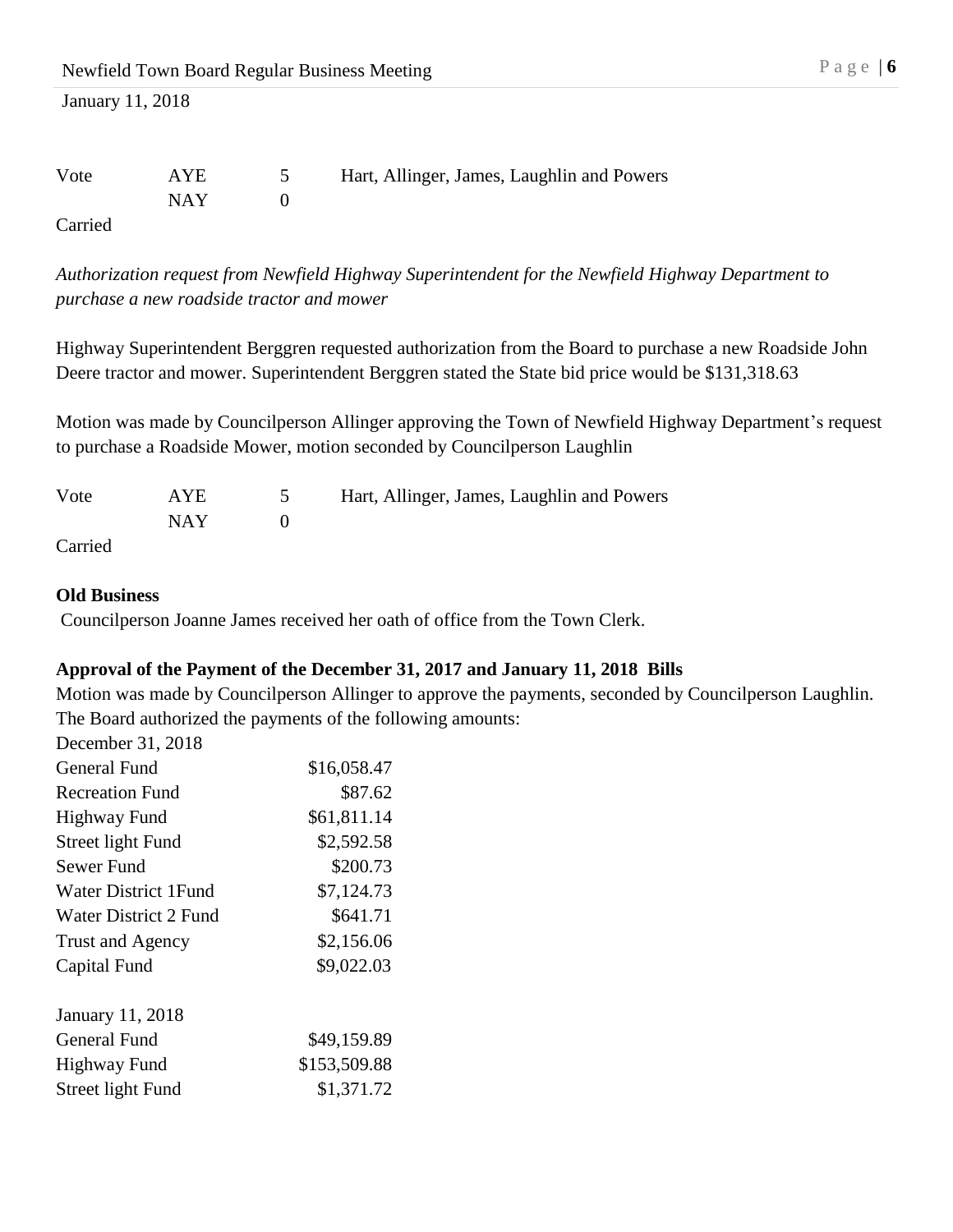| Vote | AYE | 5 | Hart, Allinger, James, Laughlin and Powers |
|---|---|---|---|
| | NAY | 0 | |

Carried

*Authorization request from Newfield Highway Superintendent for the Newfield Highway Department to purchase a new roadside tractor and mower*

Highway Superintendent Berggren requested authorization from the Board to purchase a new Roadside John Deere tractor and mower. Superintendent Berggren stated the State bid price would be $131,318.63

Motion was made by Councilperson Allinger approving the Town of Newfield Highway Department's request to purchase a Roadside Mower, motion seconded by Councilperson Laughlin

| Vote | AYE | 5 | Hart, Allinger, James, Laughlin and Powers |
|---|---|---|---|
| | NAY | 0 | |

Carried

**Old Business**

Councilperson Joanne James received her oath of office from the Town Clerk.

**Approval of the Payment of the December 31, 2017 and January 11, 2018 Bills**

Motion was made by Councilperson Allinger to approve the payments, seconded by Councilperson Laughlin. The Board authorized the payments of the following amounts:

| December 31, 2018 | |
|---|---|
| General Fund | $16,058.47 |
| Recreation Fund | $87.62 |
| Highway Fund | $61,811.14 |
| Street light Fund | $2,592.58 |
| Sewer Fund | $200.73 |
| Water District 1Fund | $7,124.73 |
| Water District 2 Fund | $641.71 |
| Trust and Agency | $2,156.06 |
| Capital Fund | $9,022.03 |

| January 11, 2018 | |
|---|---|
| General Fund | $49,159.89 |
| Highway Fund | $153,509.88 |
| Street light Fund | $1,371.72 |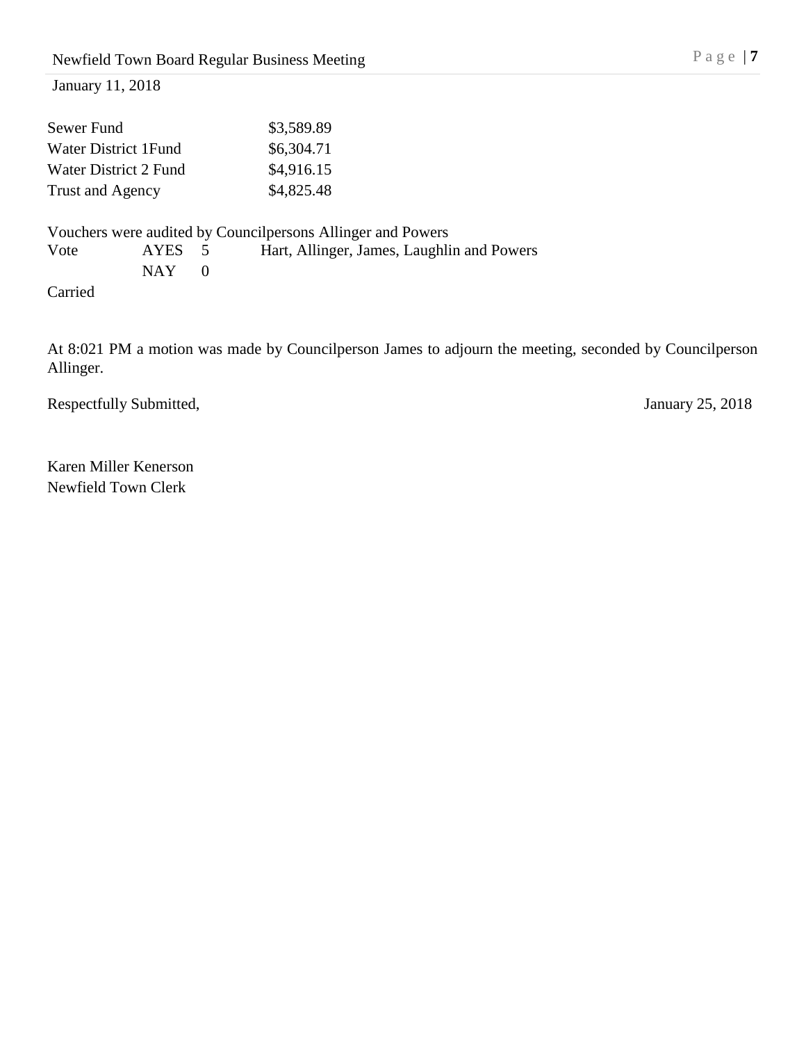| | |
|---|---|
| Sewer Fund | $3,589.89 |
| Water District 1Fund | $6,304.71 |
| Water District 2 Fund | $4,916.15 |
| Trust and Agency | $4,825.48 |

Vouchers were audited by Councilpersons Allinger and Powers

| | | | |
|---|---|---|---|
| Vote | AYES | 5 | Hart, Allinger, James, Laughlin and Powers |
| | NAY | 0 | |

Carried

At 8:021 PM a motion was made by Councilperson James to adjourn the meeting, seconded by Councilperson Allinger.

Respectfully Submitted, January 25, 2018

Karen Miller Kenerson
Newfield Town Clerk